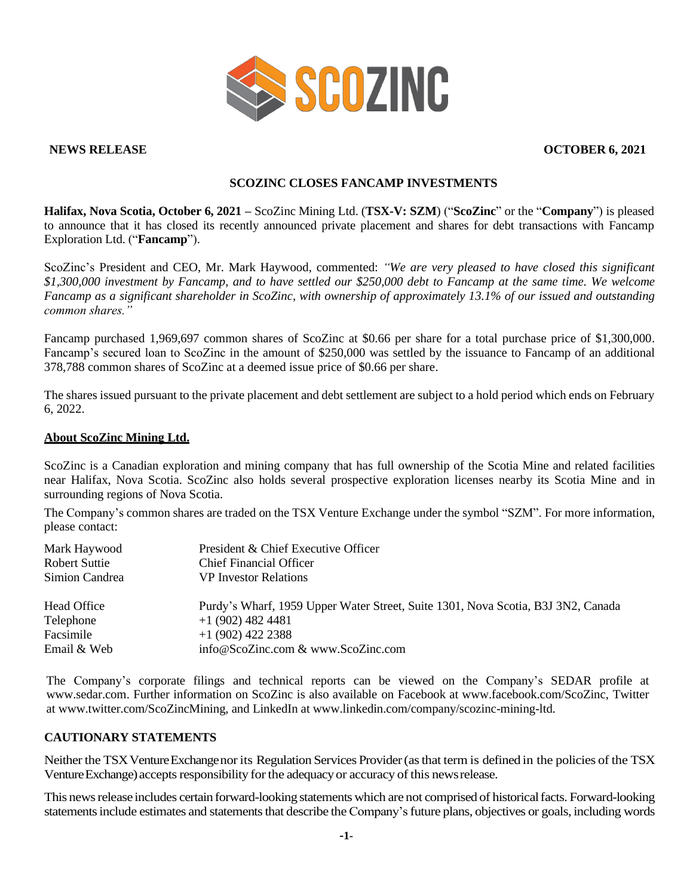**NEWS RELEASE** **OCTOBER 6, 2021**

# SCOZINC CLOSES FANCAMP INVESTMENTS

**Halifax, Nova Scotia, October 6, 2021 –** ScoZinc Mining Ltd. (**TSX-V: SZM**) ("**ScoZinc**" or the "**Company**") is pleased to announce that it has closed its recently announced private placement and shares for debt transactions with Fancamp Exploration Ltd. ("**Fancamp**").

ScoZinc's President and CEO, Mr. Mark Haywood, commented: *"We are very pleased to have closed this significant $1,300,000 investment by Fancamp, and to have settled our $250,000 debt to Fancamp at the same time. We welcome Fancamp as a significant shareholder in ScoZinc, with ownership of approximately 13.1% of our issued and outstanding common shares."*

Fancamp purchased 1,969,697 common shares of ScoZinc at $0.66 per share for a total purchase price of $1,300,000. Fancamp's secured loan to ScoZinc in the amount of $250,000 was settled by the issuance to Fancamp of an additional 378,788 common shares of ScoZinc at a deemed issue price of $0.66 per share.

The shares issued pursuant to the private placement and debt settlement are subject to a hold period which ends on February 6, 2022.

## About ScoZinc Mining Ltd.

ScoZinc is a Canadian exploration and mining company that has full ownership of the Scotia Mine and related facilities near Halifax, Nova Scotia. ScoZinc also holds several prospective exploration licenses nearby its Scotia Mine and in surrounding regions of Nova Scotia.

The Company's common shares are traded on the TSX Venture Exchange under the symbol "SZM". For more information, please contact:

| | |
|---|---|
| Mark Haywood | President & Chief Executive Officer |
| Robert Suttie | Chief Financial Officer |
| Simion Candrea | VP Investor Relations |
| Head Office | Purdy's Wharf, 1959 Upper Water Street, Suite 1301, Nova Scotia, B3J 3N2, Canada |
| Telephone | +1 (902) 482 4481 |
| Facsimile | +1 (902) 422 2388 |
| Email & Web | info@ScoZinc.com & www.ScoZinc.com |

The Company's corporate filings and technical reports can be viewed on the Company's SEDAR profile at www.sedar.com. Further information on ScoZinc is also available on Facebook at www.facebook.com/ScoZinc, Twitter at www.twitter.com/ScoZincMining, and LinkedIn at www.linkedin.com/company/scozinc-mining-ltd.

## CAUTIONARY STATEMENTS

Neither the TSX Venture Exchange nor its Regulation Services Provider (as that term is defined in the policies of the TSX Venture Exchange) accepts responsibility for the adequacy or accuracy of this news release.

This news release includes certain forward-looking statements which are not comprised of historical facts. Forward-looking statements include estimates and statements that describe the Company's future plans, objectives or goals, including words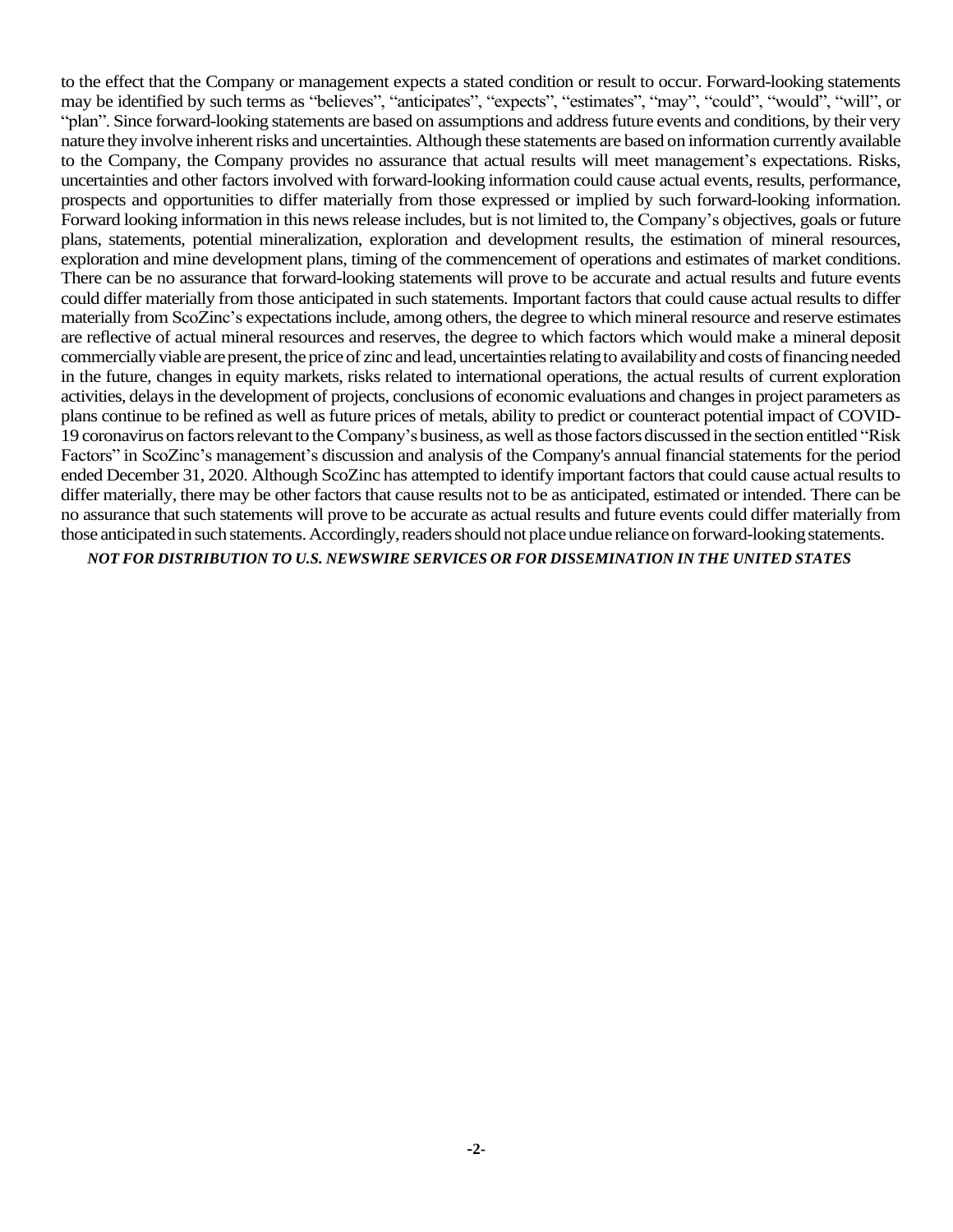to the effect that the Company or management expects a stated condition or result to occur. Forward-looking statements may be identified by such terms as "believes", "anticipates", "expects", "estimates", "may", "could", "would", "will", or "plan". Since forward-looking statements are based on assumptions and address future events and conditions, by their very nature they involve inherent risks and uncertainties. Although these statements are based on information currently available to the Company, the Company provides no assurance that actual results will meet management's expectations. Risks, uncertainties and other factors involved with forward-looking information could cause actual events, results, performance, prospects and opportunities to differ materially from those expressed or implied by such forward-looking information. Forward looking information in this news release includes, but is not limited to, the Company's objectives, goals or future plans, statements, potential mineralization, exploration and development results, the estimation of mineral resources, exploration and mine development plans, timing of the commencement of operations and estimates of market conditions. There can be no assurance that forward-looking statements will prove to be accurate and actual results and future events could differ materially from those anticipated in such statements. Important factors that could cause actual results to differ materially from ScoZinc's expectations include, among others, the degree to which mineral resource and reserve estimates are reflective of actual mineral resources and reserves, the degree to which factors which would make a mineral deposit commercially viable are present, the price of zinc and lead, uncertainties relating to availability and costs of financing needed in the future, changes in equity markets, risks related to international operations, the actual results of current exploration activities, delays in the development of projects, conclusions of economic evaluations and changes in project parameters as plans continue to be refined as well as future prices of metals, ability to predict or counteract potential impact of COVID-19 coronavirus on factors relevant to the Company's business, as well as those factors discussed in the section entitled "Risk Factors" in ScoZinc's management's discussion and analysis of the Company's annual financial statements for the period ended December 31, 2020. Although ScoZinc has attempted to identify important factors that could cause actual results to differ materially, there may be other factors that cause results not to be as anticipated, estimated or intended. There can be no assurance that such statements will prove to be accurate as actual results and future events could differ materially from those anticipated in such statements. Accordingly, readers should not place undue reliance on forward-looking statements.

***NOT FOR DISTRIBUTION TO U.S. NEWSWIRE SERVICES OR FOR DISSEMINATION IN THE UNITED STATES***